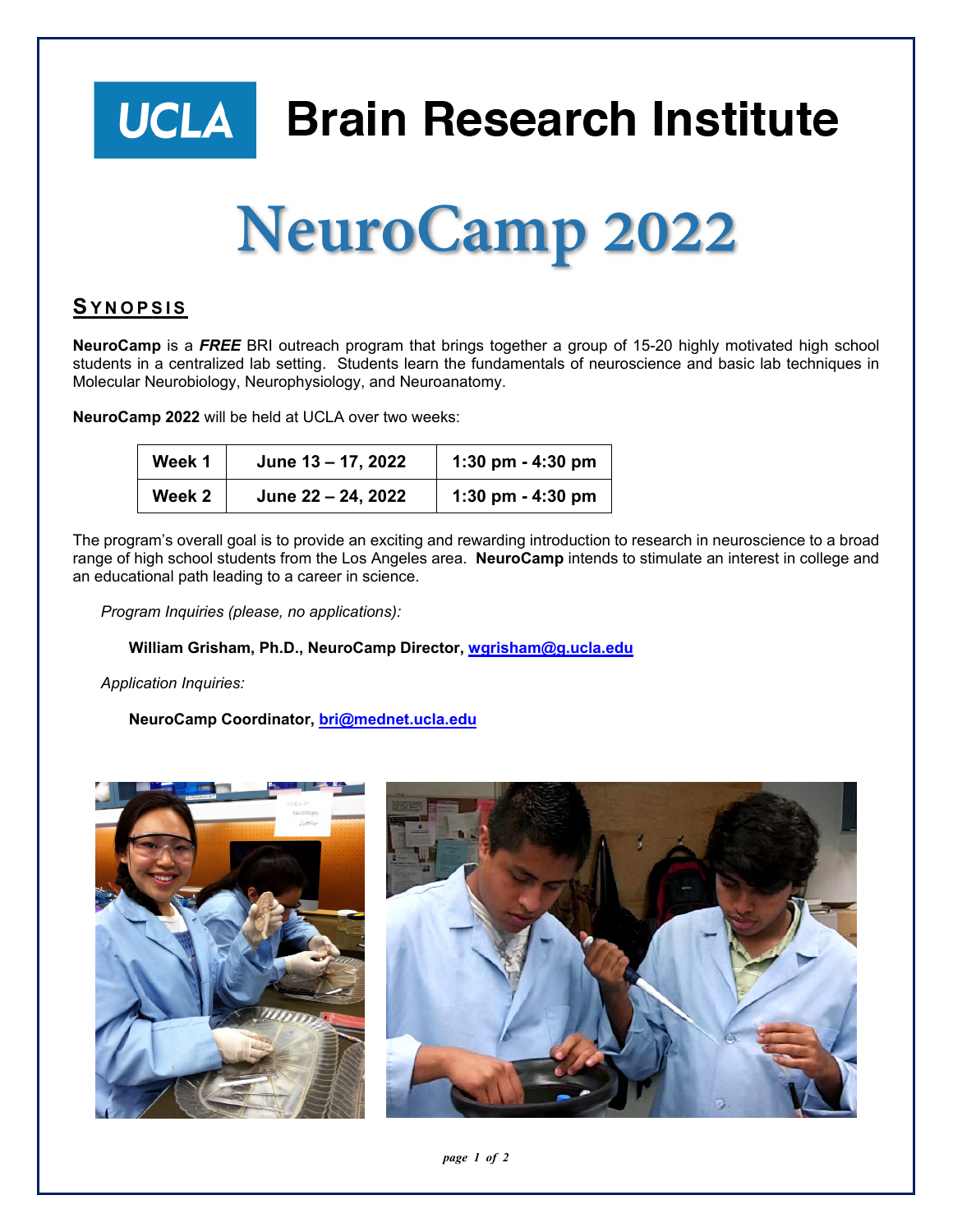# UCLA Brain Research Institute

# NeuroCamp 2022

## SYNOPSIS

**NeuroCamp** is a ***FREE*** BRI outreach program that brings together a group of 15-20 highly motivated high school students in a centralized lab setting. Students learn the fundamentals of neuroscience and basic lab techniques in Molecular Neurobiology, Neurophysiology, and Neuroanatomy.

**NeuroCamp 2022** will be held at UCLA over two weeks:

| Week 1 | June 13 – 17, 2022 | 1:30 pm - 4:30 pm |
|---|---|---|
| **Week 2** | **June 22 – 24, 2022** | **1:30 pm - 4:30 pm** |

The program's overall goal is to provide an exciting and rewarding introduction to research in neuroscience to a broad range of high school students from the Los Angeles area. **NeuroCamp** intends to stimulate an interest in college and an educational path leading to a career in science.

*Program Inquiries (please, no applications):*

**William Grisham, Ph.D., NeuroCamp Director, wgrisham@g.ucla.edu**

*Application Inquiries:*

**NeuroCamp Coordinator, bri@mednet.ucla.edu**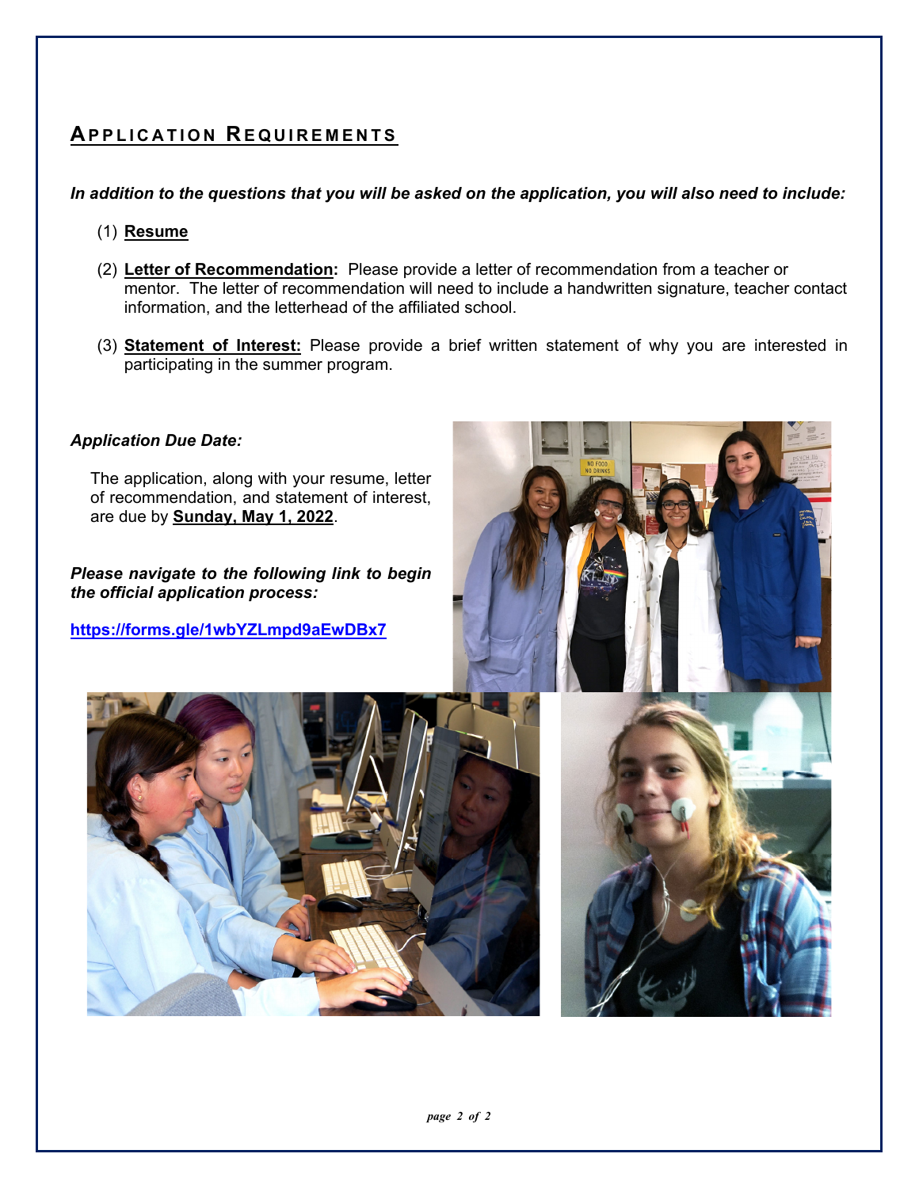## Application Requirements

***In addition to the questions that you will be asked on the application, you will also need to include:***

1. **Resume**
2. **Letter of Recommendation:** Please provide a letter of recommendation from a teacher or mentor. The letter of recommendation will need to include a handwritten signature, teacher contact information, and the letterhead of the affiliated school.
3. **Statement of Interest:** Please provide a brief written statement of why you are interested in participating in the summer program.

***Application Due Date:***

The application, along with your resume, letter of recommendation, and statement of interest, are due by **Sunday, May 1, 2022**.

***Please navigate to the following link to begin the official application process:***

https://forms.gle/1wbYZLmpd9aEwDBx7